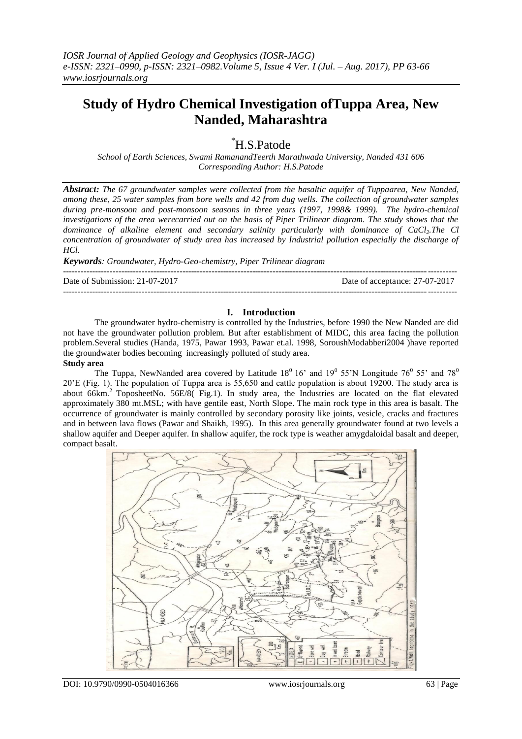# Study of Hydro Chemical Investigation ofTuppa Area, New Nanded, Maharashtra

\*H.S.Patode

*School of Earth Sciences, Swami RamanandTeerth Marathwada University, Nanded 431 606*
*Corresponding Author: H.S.Patode*

***Abstract:*** ***The 67 groundwater samples were collected from the basaltic aquifer of Tuppaarea, New Nanded, among these, 25 water samples from bore wells and 42 from dug wells. The collection of groundwater samples during pre-monsoon and post-monsoon seasons in three years (1997, 1998& 1999). The hydro-chemical investigations of the area werecarried out on the basis of Piper Trilinear diagram. The study shows that the dominance of alkaline element and secondary salinity particularly with dominance of $CaCl_2$.The Cl concentration of groundwater of study area has increased by Industrial pollution especially the discharge of HCl.***

***Keywords****: Groundwater, Hydro-Geo-chemistry, Piper Trilinear diagram*

Date of Submission: 21-07-2017 Date of acceptance: 27-07-2017

## I. Introduction

The groundwater hydro-chemistry is controlled by the Industries, before 1990 the New Nanded are did not have the groundwater pollution problem. But after establishment of MIDC, this area facing the pollution problem.Several studies (Handa, 1975, Pawar 1993, Pawar et.al. 1998, SoroushModabberi2004 )have reported the groundwater bodies becoming increasingly polluted of study area.

**Study area**

The Tuppa, NewNanded area covered by Latitude $18^0$ 16' and $19^0$ 55'N Longitude $76^0$ 55' and $78^0$ 20'E (Fig. 1). The population of Tuppa area is 55,650 and cattle population is about 19200. The study area is about 66km.$^2$ TopositeetNo. 56E/8( Fig.1). In study area, the Industries are located on the flat elevated approximately 380 mt.MSL; with have gentile east, North Slope. The main rock type in this area is basalt. The occurrence of groundwater is mainly controlled by secondary porosity like joints, vesicle, cracks and fractures and in between lava flows (Pawar and Shaikh, 1995). In this area generally groundwater found at two levels a shallow aquifer and Deeper aquifer. In shallow aquifer, the rock type is weather amygdaloidal basalt and deeper, compact basalt.

Fig.1 Well locations in the study area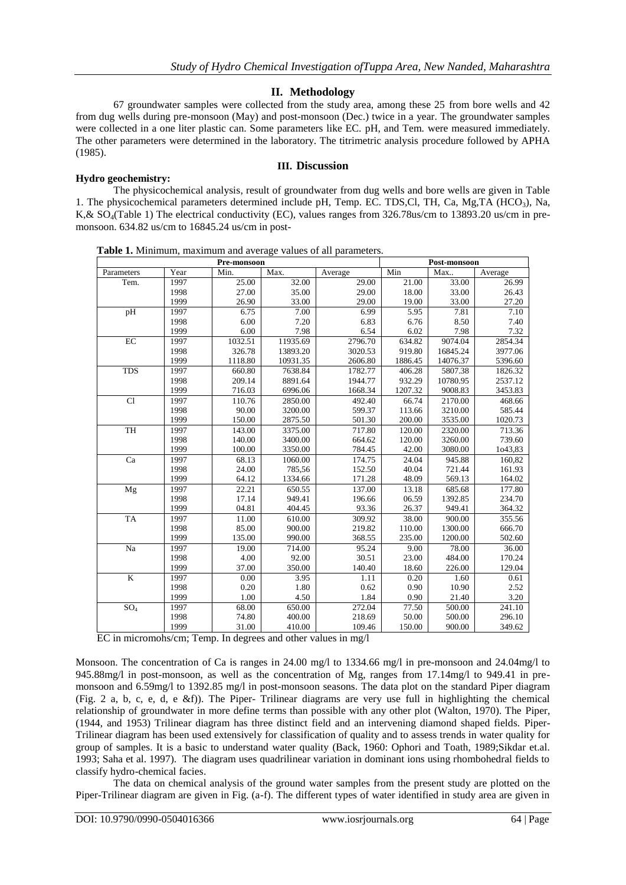## II. Methodology

67 groundwater samples were collected from the study area, among these 25 from bore wells and 42 from dug wells during pre-monsoon (May) and post-monsoon (Dec.) twice in a year. The groundwater samples were collected in a one liter plastic can. Some parameters like EC. pH, and Tem. were measured immediately. The other parameters were determined in the laboratory. The titrimetric analysis procedure followed by APHA (1985).

## III. Discussion

**Hydro geochemistry:**

The physicochemical analysis, result of groundwater from dug wells and bore wells are given in Table 1. The physicochemical parameters determined include pH, Temp. EC. TDS,Cl, TH, Ca, Mg,TA ($HCO_3$), Na, K,& $SO_4$(Table 1) The electrical conductivity (EC), values ranges from 326.78us/cm to 13893.20 us/cm in pre-monsoon. 634.82 us/cm to 16845.24 us/cm in post-

**Table 1.** Minimum, maximum and average values of all parameters.

| Pre-monsoon | | | | | Post-monsoon | | |
|---|---|---|---|---|---|---|---|
| Parameters | Year | Min. | Max. | Average | Min | Max.. | Average |
| Tem. | 1997 | 25.00 | 32.00 | 29.00 | 21.00 | 33.00 | 26.99 |
| | 1998 | 27.00 | 35.00 | 29.00 | 18.00 | 33.00 | 26.43 |
| | 1999 | 26.90 | 33.00 | 29.00 | 19.00 | 33.00 | 27.20 |
| pH | 1997 | 6.75 | 7.00 | 6.99 | 5.95 | 7.81 | 7.10 |
| | 1998 | 6.00 | 7.20 | 6.83 | 6.76 | 8.50 | 7.40 |
| | 1999 | 6.00 | 7.98 | 6.54 | 6.02 | 7.98 | 7.32 |
| EC | 1997 | 1032.51 | 11935.69 | 2796.70 | 634.82 | 9074.04 | 2854.34 |
| | 1998 | 326.78 | 13893.20 | 3020.53 | 919.80 | 16845.24 | 3977.06 |
| | 1999 | 1118.80 | 10931.35 | 2606.80 | 1886.45 | 14076.37 | 5396.60 |
| TDS | 1997 | 660.80 | 7638.84 | 1782.77 | 406.28 | 5807.38 | 1826.32 |
| | 1998 | 209.14 | 8891.64 | 1944.77 | 932.29 | 10780.95 | 2537.12 |
| | 1999 | 716.03 | 6996.06 | 1668.34 | 1207.32 | 9008.83 | 3453.83 |
| Cl | 1997 | 110.76 | 2850.00 | 492.40 | 66.74 | 2170.00 | 468.66 |
| | 1998 | 90.00 | 3200.00 | 599.37 | 113.66 | 3210.00 | 585.44 |
| | 1999 | 150.00 | 2875.50 | 501.30 | 200.00 | 3535.00 | 1020.73 |
| TH | 1997 | 143.00 | 3375.00 | 717.80 | 120.00 | 2320.00 | 713.36 |
| | 1998 | 140.00 | 3400.00 | 664.62 | 120.00 | 3260.00 | 739.60 |
| | 1999 | 100.00 | 3350.00 | 784.45 | 42.00 | 3080.00 | 1o43,83 |
| Ca | 1997 | 68.13 | 1060.00 | 174.75 | 24.04 | 945.88 | 160,82 |
| | 1998 | 24.00 | 785,56 | 152.50 | 40.04 | 721.44 | 161.93 |
| | 1999 | 64.12 | 1334.66 | 171.28 | 48.09 | 569.13 | 164.02 |
| Mg | 1997 | 22.21 | 650.55 | 137.00 | 13.18 | 685.68 | 177.80 |
| | 1998 | 17.14 | 949.41 | 196.66 | 06.59 | 1392.85 | 234.70 |
| | 1999 | 04.81 | 404.45 | 93.36 | 26.37 | 949.41 | 364.32 |
| TA | 1997 | 11.00 | 610.00 | 309.92 | 38.00 | 900.00 | 355.56 |
| | 1998 | 85.00 | 900.00 | 219.82 | 110.00 | 1300.00 | 666.70 |
| | 1999 | 135.00 | 990.00 | 368.55 | 235.00 | 1200.00 | 502.60 |
| Na | 1997 | 19.00 | 714.00 | 95.24 | 9.00 | 78.00 | 36.00 |
| | 1998 | 4.00 | 92.00 | 30.51 | 23.00 | 484.00 | 170.24 |
| | 1999 | 37.00 | 350.00 | 140.40 | 18.60 | 226.00 | 129.04 |
| K | 1997 | 0.00 | 3.95 | 1.11 | 0.20 | 1.60 | 0.61 |
| | 1998 | 0.20 | 1.80 | 0.62 | 0.90 | 10.90 | 2.52 |
| | 1999 | 1.00 | 4.50 | 1.84 | 0.90 | 21.40 | 3.20 |
| $SO_4$ | 1997 | 68.00 | 650.00 | 272.04 | 77.50 | 500.00 | 241.10 |
| | 1998 | 74.80 | 400.00 | 218.69 | 50.00 | 500.00 | 296.10 |
| | 1999 | 31.00 | 410.00 | 109.46 | 150.00 | 900.00 | 349.62 |

EC in micromohs/cm; Temp. In degrees and other values in mg/l

Monsoon. The concentration of Ca is ranges in 24.00 mg/l to 1334.66 mg/l in pre-monsoon and 24.04mg/l to 945.88mg/l in post-monsoon, as well as the concentration of Mg, ranges from 17.14mg/l to 949.41 in pre-monsoon and 6.59mg/l to 1392.85 mg/l in post-monsoon seasons. The data plot on the standard Piper diagram (Fig. 2 a, b, c, e, d, e &f)). The Piper- Trilinear diagrams are very use full in highlighting the chemical relationship of groundwater in more define terms than possible with any other plot (Walton, 1970). The Piper, (1944, and 1953) Trilinear diagram has three distinct field and an intervening diamond shaped fields. Piper-Trilinear diagram has been used extensively for classification of quality and to assess trends in water quality for group of samples. It is a basic to understand water quality (Back, 1960: Ophori and Toath, 1989;Sikdar et.al. 1993; Saha et al. 1997). The diagram uses quadrilinear variation in dominant ions using rhombohedral fields to classify hydro-chemical facies.

The data on chemical analysis of the ground water samples from the present study are plotted on the Piper-Trilinear diagram are given in Fig. (a-f). The different types of water identified in study area are given in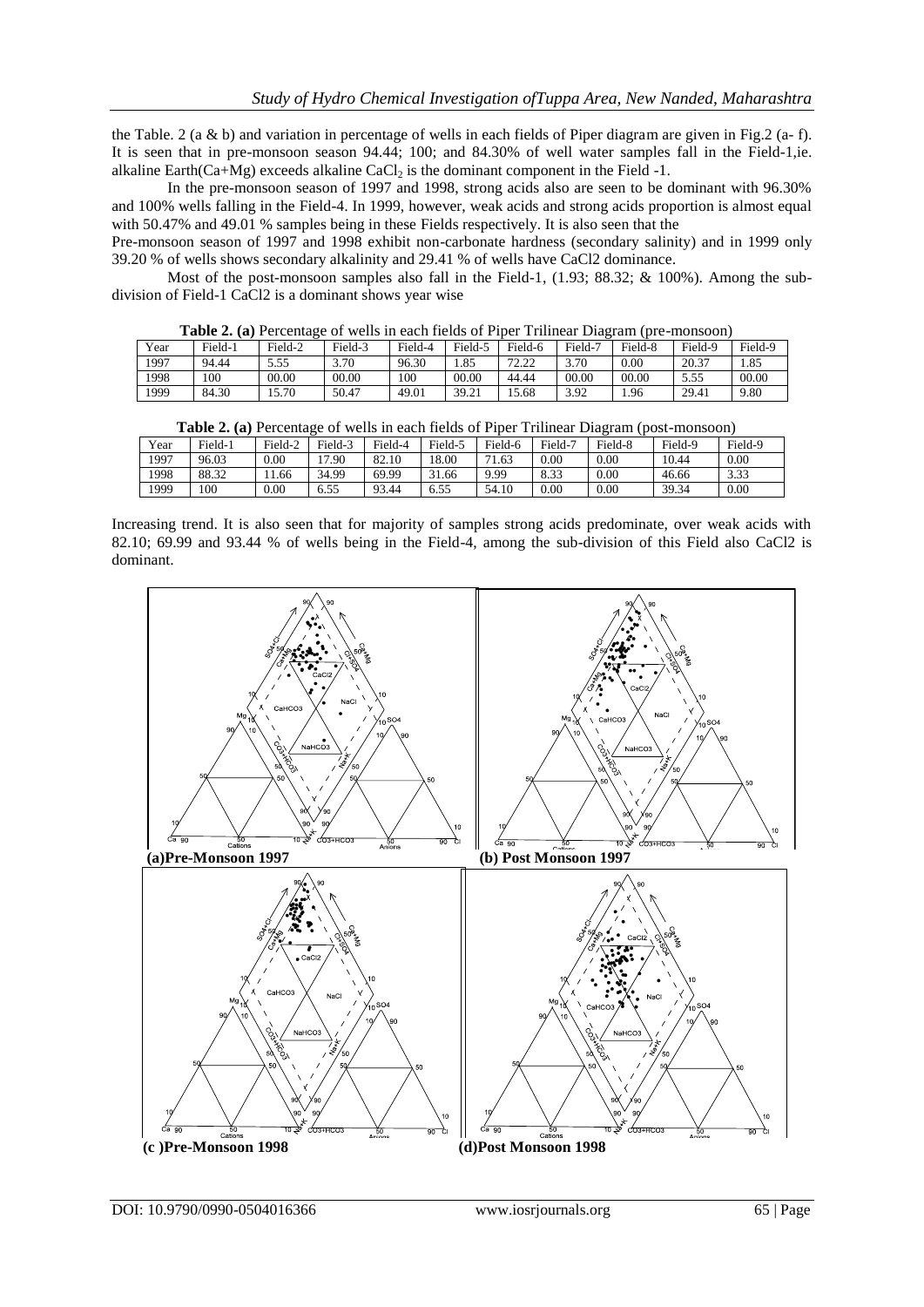the Table. 2 (a & b) and variation in percentage of wells in each fields of Piper diagram are given in Fig.2 (a- f). It is seen that in pre-monsoon season 94.44; 100; and 84.30% of well water samples fall in the Field-1,ie. alkaline Earth(Ca+Mg) exceeds alkaline $CaCl_2$ is the dominant component in the Field -1.

In the pre-monsoon season of 1997 and 1998, strong acids also are seen to be dominant with 96.30% and 100% wells falling in the Field-4. In 1999, however, weak acids and strong acids proportion is almost equal with 50.47% and 49.01 % samples being in these Fields respectively. It is also seen that the

Pre-monsoon season of 1997 and 1998 exhibit non-carbonate hardness (secondary salinity) and in 1999 only 39.20 % of wells shows secondary alkalinity and 29.41 % of wells have CaCl2 dominance.

Most of the post-monsoon samples also fall in the Field-1, (1.93; 88.32; & 100%). Among the sub-division of Field-1 CaCl2 is a dominant shows year wise

**Table 2. (a)** Percentage of wells in each fields of Piper Trilinear Diagram (pre-monsoon)

| Year | Field-1 | Field-2 | Field-3 | Field-4 | Field-5 | Field-6 | Field-7 | Field-8 | Field-9 | Field-9 |
|---|---|---|---|---|---|---|---|---|---|---|
| 1997 | 94.44 | 5.55 | 3.70 | 96.30 | 1.85 | 72.22 | 3.70 | 0.00 | 20.37 | 1.85 |
| 1998 | 100 | 00.00 | 00.00 | 100 | 00.00 | 44.44 | 00.00 | 00.00 | 5.55 | 00.00 |
| 1999 | 84.30 | 15.70 | 50.47 | 49.01 | 39.21 | 15.68 | 3.92 | 1.96 | 29.41 | 9.80 |

**Table 2. (a)** Percentage of wells in each fields of Piper Trilinear Diagram (post-monsoon)

| Year | Field-1 | Field-2 | Field-3 | Field-4 | Field-5 | Field-6 | Field-7 | Field-8 | Field-9 | Field-9 |
|---|---|---|---|---|---|---|---|---|---|---|
| 1997 | 96.03 | 0.00 | 17.90 | 82.10 | 18.00 | 71.63 | 0.00 | 0.00 | 10.44 | 0.00 |
| 1998 | 88.32 | 11.66 | 34.99 | 69.99 | 31.66 | 9.99 | 8.33 | 0.00 | 46.66 | 3.33 |
| 1999 | 100 | 0.00 | 6.55 | 93.44 | 6.55 | 54.10 | 0.00 | 0.00 | 39.34 | 0.00 |

Increasing trend. It is also seen that for majority of samples strong acids predominate, over weak acids with 82.10; 69.99 and 93.44 % of wells being in the Field-4, among the sub-division of this Field also CaCl2 is dominant.

**(a)Pre-Monsoon 1997** **(b) Post Monsoon 1997**

**(c )Pre-Monsoon 1998** **(d)Post Monsoon 1998**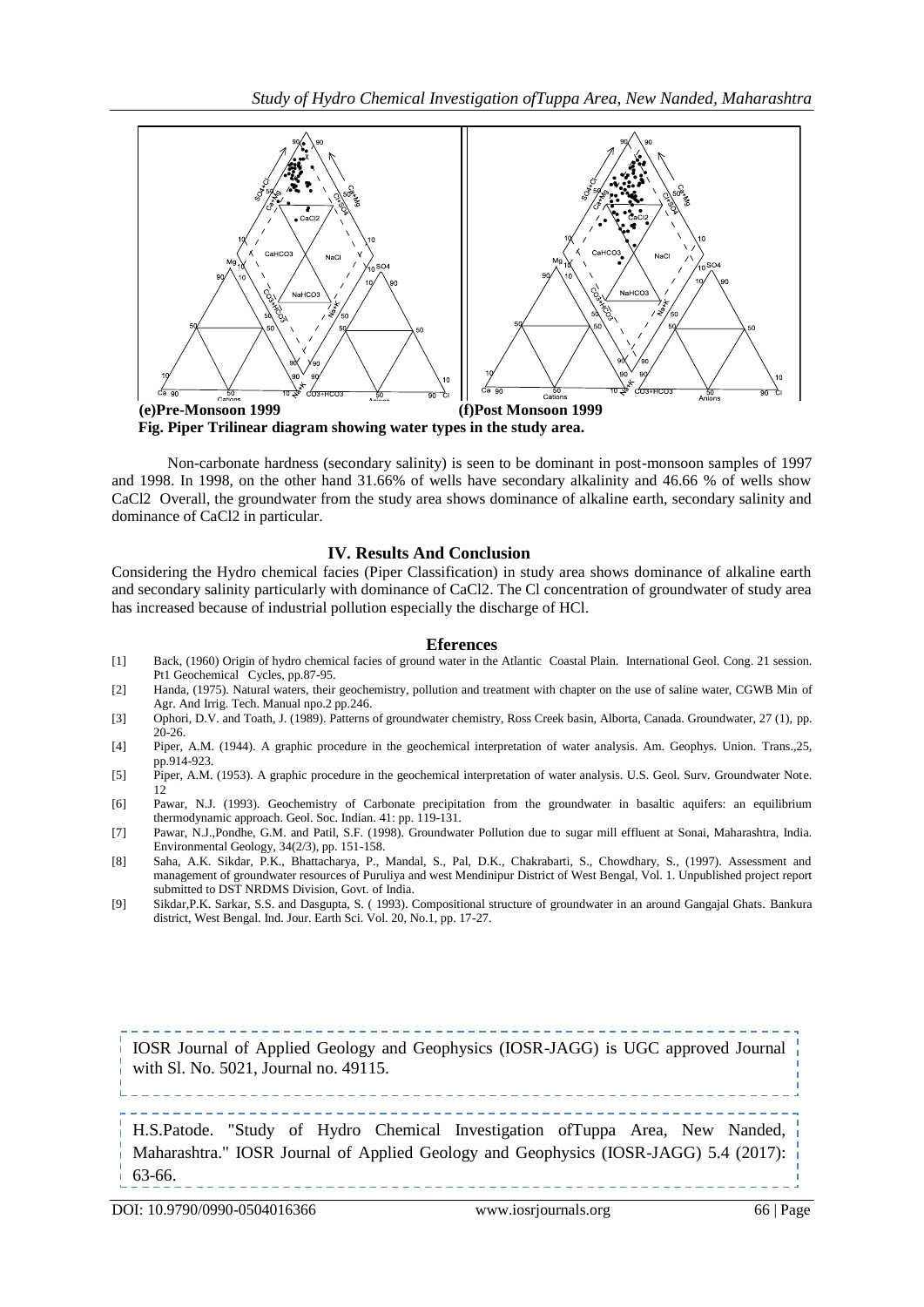(e)Pre-Monsoon 1999 (f)Post Monsoon 1999

**Fig. Piper Trilinear diagram showing water types in the study area.**

Non-carbonate hardness (secondary salinity) is seen to be dominant in post-monsoon samples of 1997 and 1998. In 1998, on the other hand 31.66% of wells have secondary alkalinity and 46.66 % of wells show $CaCl_2$ Overall, the groundwater from the study area shows dominance of alkaline earth, secondary salinity and dominance of $CaCl_2$ in particular.

## IV. Results And Conclusion

Considering the Hydro chemical facies (Piper Classification) in study area shows dominance of alkaline earth and secondary salinity particularly with dominance of $CaCl_2$. The Cl concentration of groundwater of study area has increased because of industrial pollution especially the discharge of HCl.

## Eferences

[1] Back, (1960) Origin of hydro chemical facies of ground water in the Atlantic Coastal Plain. International Geol. Cong. 21 session. Pt1 Geochemical Cycles, pp.87-95.

[2] Handa, (1975). Natural waters, their geochemistry, pollution and treatment with chapter on the use of saline water, CGWB Min of Agr. And Irrig. Tech. Manual npo.2 pp.246.

[3] Ophori, D.V. and Toath, J. (1989). Patterns of groundwater chemistry, Ross Creek basin, Alborta, Canada. Groundwater, 27 (1), pp. 20-26.

[4] Piper, A.M. (1944). A graphic procedure in the geochemical interpretation of water analysis. Am. Geophys. Union. Trans.,25, pp.914-923.

[5] Piper, A.M. (1953). A graphic procedure in the geochemical interpretation of water analysis. U.S. Geol. Surv. Groundwater Note. 12

[6] Pawar, N.J. (1993). Geochemistry of Carbonate precipitation from the groundwater in basaltic aquifers: an equilibrium thermodynamic approach. Geol. Soc. Indian. 41: pp. 119-131.

[7] Pawar, N.J.,Pondhe, G.M. and Patil, S.F. (1998). Groundwater Pollution due to sugar mill effluent at Sonai, Maharashtra, India. Environmental Geology, 34(2/3), pp. 151-158.

[8] Saha, A.K. Sikdar, P.K., Bhattacharya, P., Mandal, S., Pal, D.K., Chakrabarti, S., Chowdhary, S., (1997). Assessment and management of groundwater resources of Puruliya and west Mendinipur District of West Bengal, Vol. 1. Unpublished project report submitted to DST NRDMS Division, Govt. of India.

[9] Sikdar,P.K. Sarkar, S.S. and Dasgupta, S. ( 1993). Compositional structure of groundwater in an around Gangajal Ghats. Bankura district, West Bengal. Ind. Jour. Earth Sci. Vol. 20, No.1, pp. 17-27.

IOSR Journal of Applied Geology and Geophysics (IOSR-JAGG) is UGC approved Journal with Sl. No. 5021, Journal no. 49115.

H.S.Patode. "Study of Hydro Chemical Investigation ofTuppa Area, New Nanded, Maharashtra." IOSR Journal of Applied Geology and Geophysics (IOSR-JAGG) 5.4 (2017): 63-66.